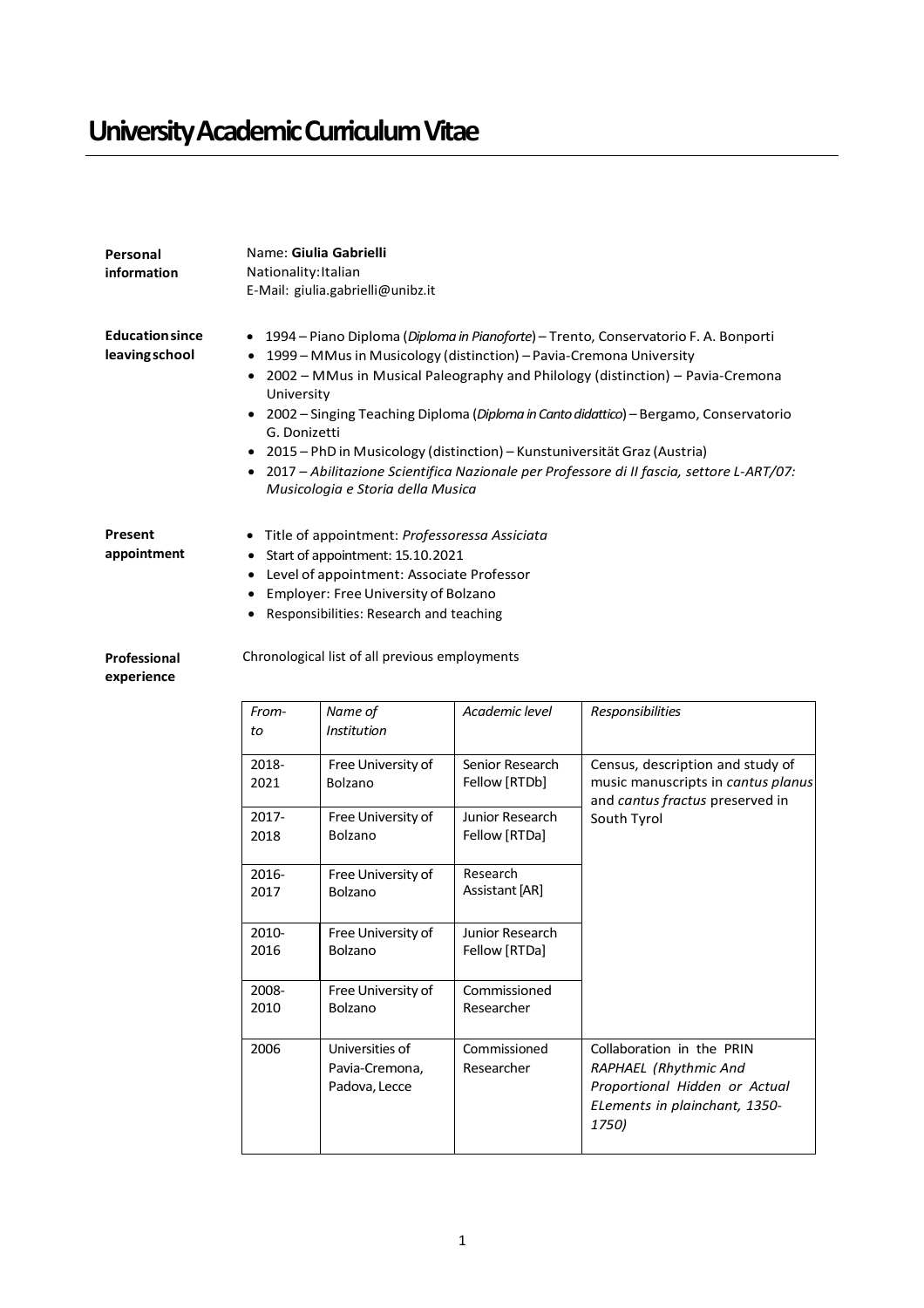# University Academic Curriculum Vitae

**Personal information**

Name: **Giulia Gabrielli**
Nationality: Italian
E-Mail: giulia.gabrielli@unibz.it

**Education since leaving school**

- 1994 – Piano Diploma (*Diploma in Pianoforte*) – Trento, Conservatorio F. A. Bonporti
- 1999 – MMus in Musicology (distinction) – Pavia-Cremona University
- 2002 – MMus in Musical Paleography and Philology (distinction) – Pavia-Cremona University
- 2002 – Singing Teaching Diploma (*Diploma in Canto didattico*) – Bergamo, Conservatorio G. Donizetti
- 2015 – PhD in Musicology (distinction) – Kunstuniversität Graz (Austria)
- 2017 – *Abilitazione Scientifica Nazionale per Professore di II fascia, settore L-ART/07: Musicologia e Storia della Musica*

**Present appointment**

- Title of appointment: *Professoressa Assiciata*
- Start of appointment: 15.10.2021
- Level of appointment: Associate Professor
- Employer: Free University of Bolzano
- Responsibilities: Research and teaching

**Professional experience**

Chronological list of all previous employments

| *From-to* | *Name of Institution* | *Academic level* | *Responsibilities* |
|---|---|---|---|
| 2018-2021 | Free University of Bolzano | Senior Research Fellow [RTDb] | Census, description and study of music manuscripts in *cantus planus* and *cantus fractus* preserved in South Tyrol |
| 2017-2018 | Free University of Bolzano | Junior Research Fellow [RTDa] | |
| 2016-2017 | Free University of Bolzano | Research Assistant [AR] | |
| 2010-2016 | Free University of Bolzano | Junior Research Fellow [RTDa] | |
| 2008-2010 | Free University of Bolzano | Commissioned Researcher | |
| 2006 | Universities of Pavia-Cremona, Padova, Lecce | Commissioned Researcher | Collaboration in the PRIN *RAPHAEL (Rhythmic And Proportional Hidden or Actual ELements in plainchant, 1350-1750)* |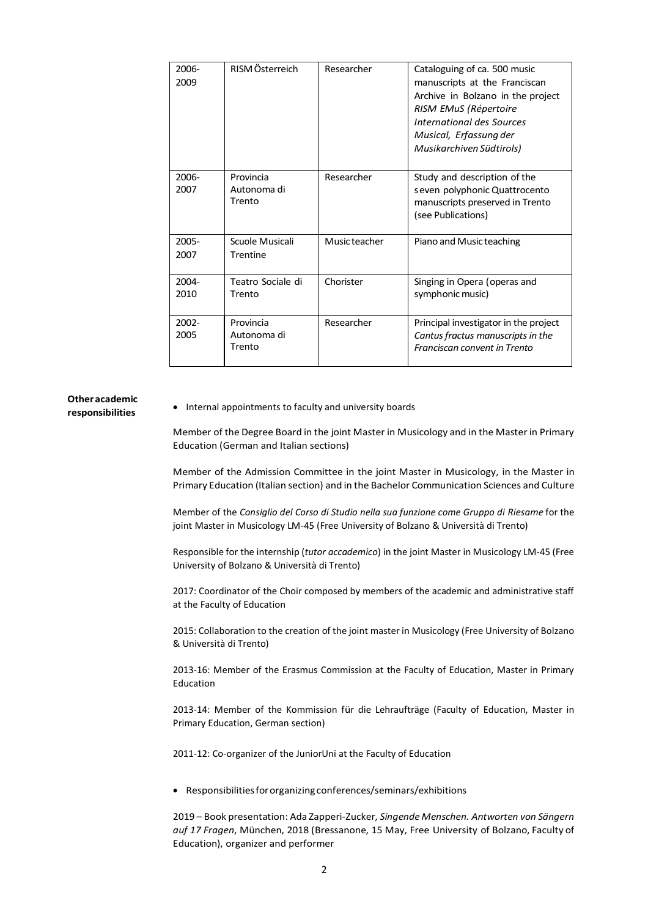| 2006-2009 | RISM Österreich | Researcher | Cataloguing of ca. 500 music manuscripts at the Franciscan Archive in Bolzano in the project *RISM EMuS (Répertoire International des Sources Musical, Erfassung der Musikarchiven Südtirols)* |
|---|---|---|---|
| 2006-2007 | Provincia Autonoma di Trento | Researcher | Study and description of the seven polyphonic Quattrocento manuscripts preserved in Trento (see Publications) |
| 2005-2007 | Scuole Musicali Trentine | Music teacher | Piano and Music teaching |
| 2004-2010 | Teatro Sociale di Trento | Chorister | Singing in Opera (operas and symphonic music) |
| 2002-2005 | Provincia Autonoma di Trento | Researcher | Principal investigator in the project *Cantus fractus manuscripts in the Franciscan convent in Trento* |

**Other academic responsibilities**

- Internal appointments to faculty and university boards

Member of the Degree Board in the joint Master in Musicology and in the Master in Primary Education (German and Italian sections)

Member of the Admission Committee in the joint Master in Musicology, in the Master in Primary Education (Italian section) and in the Bachelor Communication Sciences and Culture

Member of the *Consiglio del Corso di Studio nella sua funzione come Gruppo di Riesame* for the joint Master in Musicology LM-45 (Free University of Bolzano & Università di Trento)

Responsible for the internship (*tutor accademico*) in the joint Master in Musicology LM-45 (Free University of Bolzano & Università di Trento)

2017: Coordinator of the Choir composed by members of the academic and administrative staff at the Faculty of Education

2015: Collaboration to the creation of the joint master in Musicology (Free University of Bolzano & Università di Trento)

2013-16: Member of the Erasmus Commission at the Faculty of Education, Master in Primary Education

2013-14: Member of the Kommission für die Lehraufträge (Faculty of Education, Master in Primary Education, German section)

2011-12: Co-organizer of the JuniorUni at the Faculty of Education

- Responsibilities for organizing conferences/seminars/exhibitions

2019 – Book presentation: Ada Zapperi-Zucker, *Singende Menschen. Antworten von Sängern auf 17 Fragen*, München, 2018 (Bressanone, 15 May, Free University of Bolzano, Faculty of Education), organizer and performer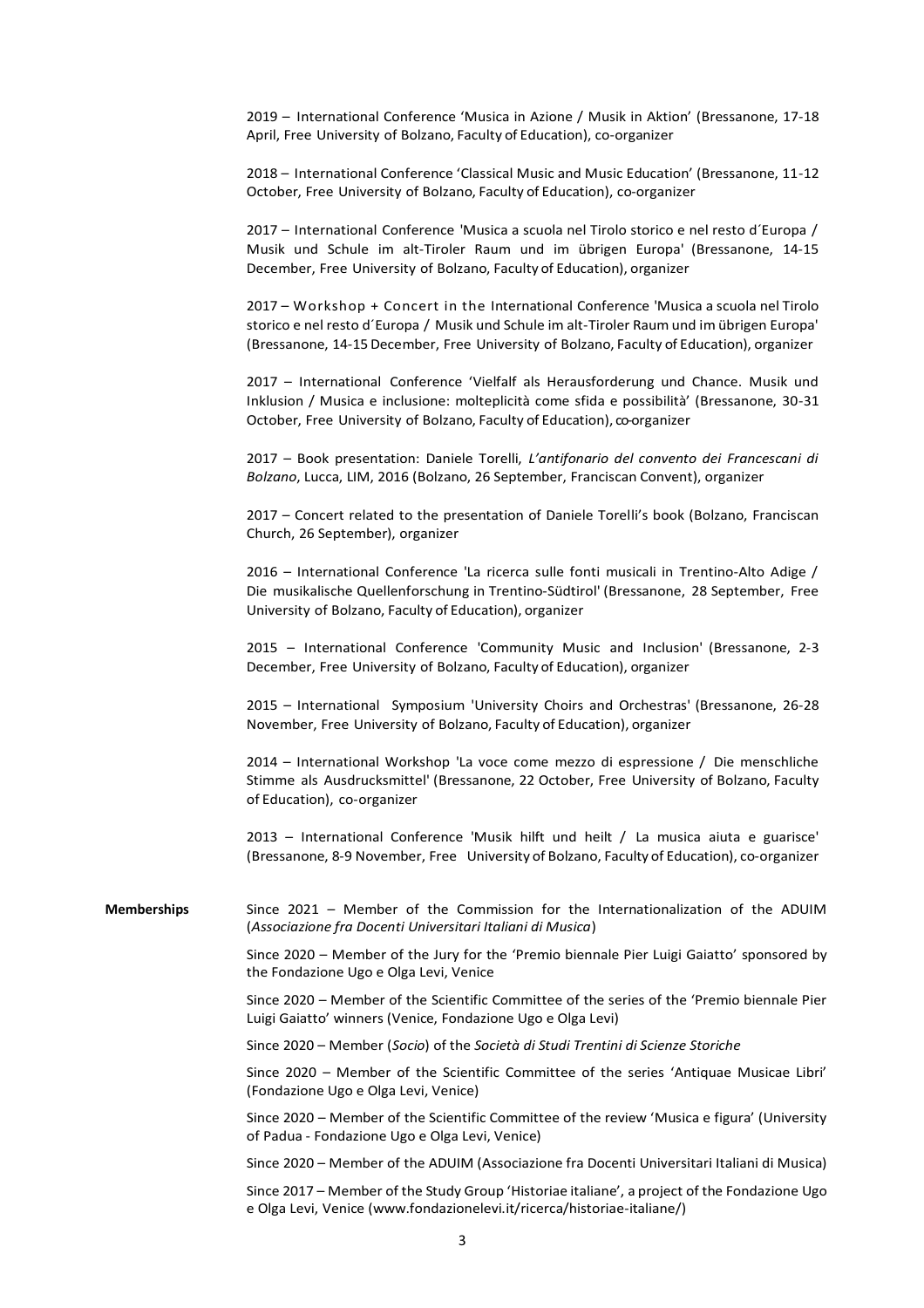2019 – International Conference 'Musica in Azione / Musik in Aktion' (Bressanone, 17-18 April, Free University of Bolzano, Faculty of Education), co-organizer

2018 – International Conference 'Classical Music and Music Education' (Bressanone, 11-12 October, Free University of Bolzano, Faculty of Education), co-organizer

2017 – International Conference 'Musica a scuola nel Tirolo storico e nel resto d´Europa / Musik und Schule im alt-Tiroler Raum und im übrigen Europa' (Bressanone, 14-15 December, Free University of Bolzano, Faculty of Education), organizer

2017 – Workshop + Concert in the International Conference 'Musica a scuola nel Tirolo storico e nel resto d´Europa / Musik und Schule im alt-Tiroler Raum und im übrigen Europa' (Bressanone, 14-15 December, Free University of Bolzano, Faculty of Education), organizer

2017 – International Conference 'Vielfalf als Herausforderung und Chance. Musik und Inklusion / Musica e inclusione: molteplicità come sfida e possibilità' (Bressanone, 30-31 October, Free University of Bolzano, Faculty of Education), co-organizer

2017 – Book presentation: Daniele Torelli, *L'antifonario del convento dei Francescani di Bolzano*, Lucca, LIM, 2016 (Bolzano, 26 September, Franciscan Convent), organizer

2017 – Concert related to the presentation of Daniele Torelli's book (Bolzano, Franciscan Church, 26 September), organizer

2016 – International Conference 'La ricerca sulle fonti musicali in Trentino-Alto Adige / Die musikalische Quellenforschung in Trentino-Südtirol' (Bressanone, 28 September, Free University of Bolzano, Faculty of Education), organizer

2015 – International Conference 'Community Music and Inclusion' (Bressanone, 2-3 December, Free University of Bolzano, Faculty of Education), organizer

2015 – International Symposium 'University Choirs and Orchestras' (Bressanone, 26-28 November, Free University of Bolzano, Faculty of Education), organizer

2014 – International Workshop 'La voce come mezzo di espressione / Die menschliche Stimme als Ausdrucksmittel' (Bressanone, 22 October, Free University of Bolzano, Faculty of Education), co-organizer

2013 – International Conference 'Musik hilft und heilt / La musica aiuta e guarisce' (Bressanone, 8-9 November, Free University of Bolzano, Faculty of Education), co-organizer

**Memberships**

Since 2021 – Member of the Commission for the Internationalization of the ADUIM (*Associazione fra Docenti Universitari Italiani di Musica*)

Since 2020 – Member of the Jury for the 'Premio biennale Pier Luigi Gaiatto' sponsored by the Fondazione Ugo e Olga Levi, Venice

Since 2020 – Member of the Scientific Committee of the series of the 'Premio biennale Pier Luigi Gaiatto' winners (Venice, Fondazione Ugo e Olga Levi)

Since 2020 – Member (*Socio*) of the *Società di Studi Trentini di Scienze Storiche*

Since 2020 – Member of the Scientific Committee of the series 'Antiquae Musicae Libri' (Fondazione Ugo e Olga Levi, Venice)

Since 2020 – Member of the Scientific Committee of the review 'Musica e figura' (University of Padua - Fondazione Ugo e Olga Levi, Venice)

Since 2020 – Member of the ADUIM (Associazione fra Docenti Universitari Italiani di Musica)

Since 2017 – Member of the Study Group 'Historiae italiane', a project of the Fondazione Ugo e Olga Levi, Venice (www.fondazionelevi.it/ricerca/historiae-italiane/)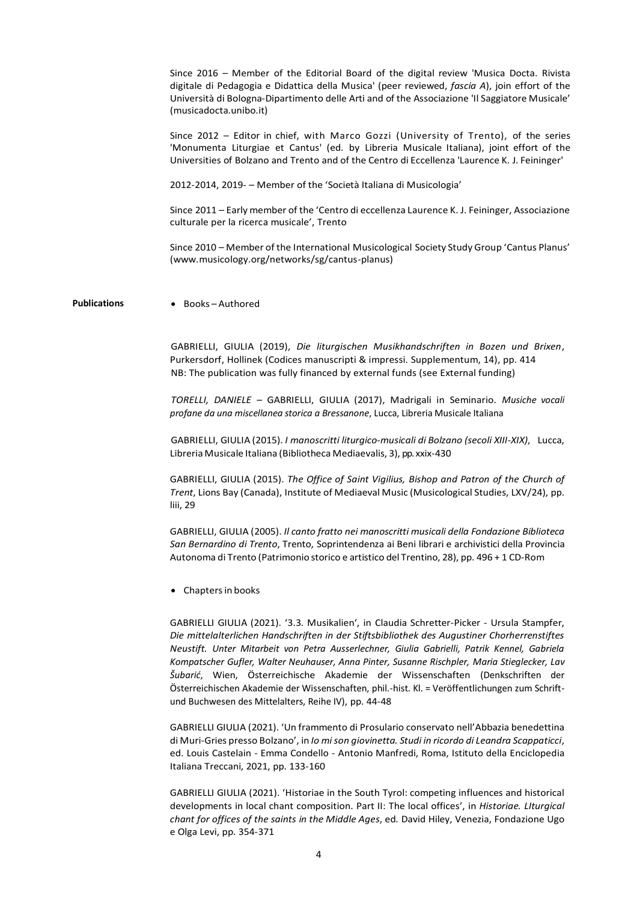Since 2016 – Member of the Editorial Board of the digital review 'Musica Docta. Rivista digitale di Pedagogia e Didattica della Musica' (peer reviewed, *fascia A*), join effort of the Università di Bologna-Dipartimento delle Arti and of the Associazione 'Il Saggiatore Musicale' (musicadocta.unibo.it)

Since 2012 – Editor in chief, with Marco Gozzi (University of Trento), of the series 'Monumenta Liturgiae et Cantus' (ed. by Libreria Musicale Italiana), joint effort of the Universities of Bolzano and Trento and of the Centro di Eccellenza 'Laurence K. J. Feininger'

2012-2014, 2019- – Member of the 'Società Italiana di Musicologia'

Since 2011 – Early member of the 'Centro di eccellenza Laurence K. J. Feininger, Associazione culturale per la ricerca musicale', Trento

Since 2010 – Member of the International Musicological Society Study Group 'Cantus Planus' (www.musicology.org/networks/sg/cantus-planus)

**Publications**

- Books – Authored

GABRIELLI, GIULIA (2019), *Die liturgischen Musikhandschriften in Bozen und Brixen*, Purkersdorf, Hollinek (Codices manuscripti & impressi. Supplementum, 14), pp. 414
NB: The publication was fully financed by external funds (see External funding)

*TORELLI, DANIELE* – GABRIELLI, GIULIA (2017), Madrigali in Seminario. *Musiche vocali profane da una miscellanea storica a Bressanone*, Lucca, Libreria Musicale Italiana

GABRIELLI, GIULIA (2015). *I manoscritti liturgico-musicali di Bolzano (secoli XIII-XIX)*, Lucca, Libreria Musicale Italiana (Bibliotheca Mediaevalis, 3), pp. xxix-430

GABRIELLI, GIULIA (2015). *The Office of Saint Vigilius, Bishop and Patron of the Church of Trent*, Lions Bay (Canada), Institute of Mediaeval Music (Musicological Studies, LXV/24), pp. liii, 29

GABRIELLI, GIULIA (2005). *Il canto fratto nei manoscritti musicali della Fondazione Biblioteca San Bernardino di Trento*, Trento, Soprintendenza ai Beni librari e archivistici della Provincia Autonoma di Trento (Patrimonio storico e artistico del Trentino, 28), pp. 496 + 1 CD-Rom

- Chapters in books

GABRIELLI GIULIA (2021). '3.3. Musikalien', in Claudia Schretter-Picker - Ursula Stampfer, *Die mittelalterlichen Handschriften in der Stiftsbibliothek des Augustiner Chorherrenstiftes Neustift. Unter Mitarbeit von Petra Ausserlechner, Giulia Gabrielli, Patrik Kennel, Gabriela Kompatscher Gufler, Walter Neuhauser, Anna Pinter, Susanne Rischpler, Maria Stieglecker, Lav Šubarić*, Wien, Österreichische Akademie der Wissenschaften (Denkschriften der Österreichischen Akademie der Wissenschaften, phil.-hist. Kl. = Veröffentlichungen zum Schrift- und Buchwesen des Mittelalters, Reihe IV), pp. 44-48

GABRIELLI GIULIA (2021). 'Un frammento di Prosulario conservato nell'Abbazia benedettina di Muri-Gries presso Bolzano', in *Io mi son giovinetta. Studi in ricordo di Leandra Scappaticci*, ed. Louis Castelain - Emma Condello - Antonio Manfredi, Roma, Istituto della Enciclopedia Italiana Treccani, 2021, pp. 133-160

GABRIELLI GIULIA (2021). 'Historiae in the South Tyrol: competing influences and historical developments in local chant composition. Part II: The local offices', in *Historiae. LIturgical chant for offices of the saints in the Middle Ages*, ed. David Hiley, Venezia, Fondazione Ugo e Olga Levi, pp. 354-371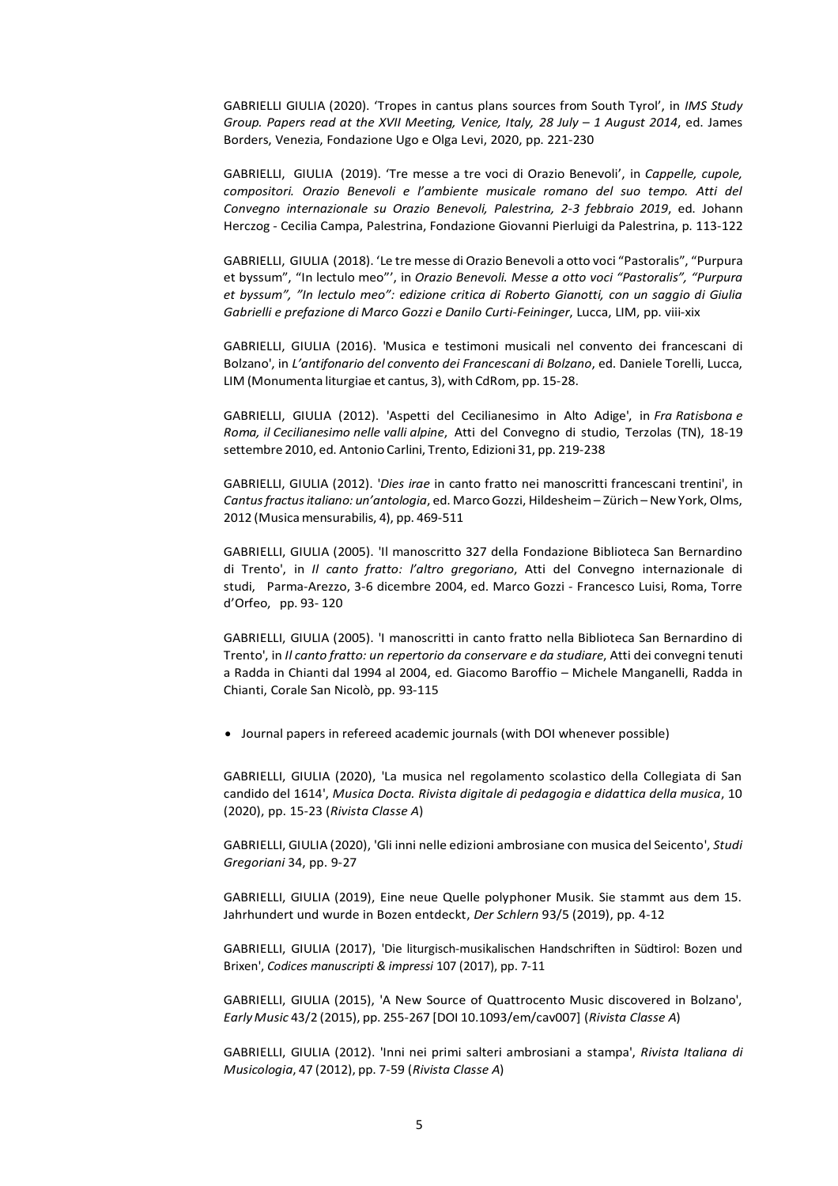GABRIELLI GIULIA (2020). 'Tropes in cantus plans sources from South Tyrol', in *IMS Study Group. Papers read at the XVII Meeting, Venice, Italy, 28 July – 1 August 2014*, ed. James Borders, Venezia, Fondazione Ugo e Olga Levi, 2020, pp. 221-230

GABRIELLI, GIULIA (2019). 'Tre messe a tre voci di Orazio Benevoli', in *Cappelle, cupole, compositori. Orazio Benevoli e l'ambiente musicale romano del suo tempo. Atti del Convegno internazionale su Orazio Benevoli, Palestrina, 2-3 febbraio 2019*, ed. Johann Herczog - Cecilia Campa, Palestrina, Fondazione Giovanni Pierluigi da Palestrina, p. 113-122

GABRIELLI, GIULIA (2018). 'Le tre messe di Orazio Benevoli a otto voci "Pastoralis", "Purpura et byssum", "In lectulo meo"', in *Orazio Benevoli. Messe a otto voci "Pastoralis", "Purpura et byssum", "In lectulo meo": edizione critica di Roberto Gianotti, con un saggio di Giulia Gabrielli e prefazione di Marco Gozzi e Danilo Curti-Feininger*, Lucca, LIM, pp. viii-xix

GABRIELLI, GIULIA (2016). 'Musica e testimoni musicali nel convento dei francescani di Bolzano', in *L'antifonario del convento dei Francescani di Bolzano*, ed. Daniele Torelli, Lucca, LIM (Monumenta liturgiae et cantus, 3), with CdRom, pp. 15-28.

GABRIELLI, GIULIA (2012). 'Aspetti del Cecilianesimo in Alto Adige', in *Fra Ratisbona e Roma, il Cecilianesimo nelle valli alpine*, Atti del Convegno di studio, Terzolas (TN), 18-19 settembre 2010, ed. Antonio Carlini, Trento, Edizioni 31, pp. 219-238

GABRIELLI, GIULIA (2012). '*Dies irae* in canto fratto nei manoscritti francescani trentini', in *Cantus fractus italiano: un'antologia*, ed. Marco Gozzi, Hildesheim – Zürich – New York, Olms, 2012 (Musica mensurabilis, 4), pp. 469-511

GABRIELLI, GIULIA (2005). 'Il manoscritto 327 della Fondazione Biblioteca San Bernardino di Trento', in *Il canto fratto: l'altro gregoriano*, Atti del Convegno internazionale di studi, Parma-Arezzo, 3-6 dicembre 2004, ed. Marco Gozzi - Francesco Luisi, Roma, Torre d'Orfeo, pp. 93- 120

GABRIELLI, GIULIA (2005). 'I manoscritti in canto fratto nella Biblioteca San Bernardino di Trento', in *Il canto fratto: un repertorio da conservare e da studiare*, Atti dei convegni tenuti a Radda in Chianti dal 1994 al 2004, ed. Giacomo Baroffio – Michele Manganelli, Radda in Chianti, Corale San Nicolò, pp. 93-115

- Journal papers in refereed academic journals (with DOI whenever possible)

GABRIELLI, GIULIA (2020), 'La musica nel regolamento scolastico della Collegiata di San candido del 1614', *Musica Docta. Rivista digitale di pedagogia e didattica della musica*, 10 (2020), pp. 15-23 (*Rivista Classe A*)

GABRIELLI, GIULIA (2020), 'Gli inni nelle edizioni ambrosiane con musica del Seicento', *Studi Gregoriani* 34, pp. 9-27

GABRIELLI, GIULIA (2019), Eine neue Quelle polyphoner Musik. Sie stammt aus dem 15. Jahrhundert und wurde in Bozen entdeckt, *Der Schlern* 93/5 (2019), pp. 4-12

GABRIELLI, GIULIA (2017), 'Die liturgisch-musikalischen Handschriften in Südtirol: Bozen und Brixen', *Codices manuscripti & impressi* 107 (2017), pp. 7-11

GABRIELLI, GIULIA (2015), 'A New Source of Quattrocento Music discovered in Bolzano', *Early Music* 43/2 (2015), pp. 255-267 [DOI 10.1093/em/cav007] (*Rivista Classe A*)

GABRIELLI, GIULIA (2012). 'Inni nei primi salteri ambrosiani a stampa', *Rivista Italiana di Musicologia*, 47 (2012), pp. 7-59 (*Rivista Classe A*)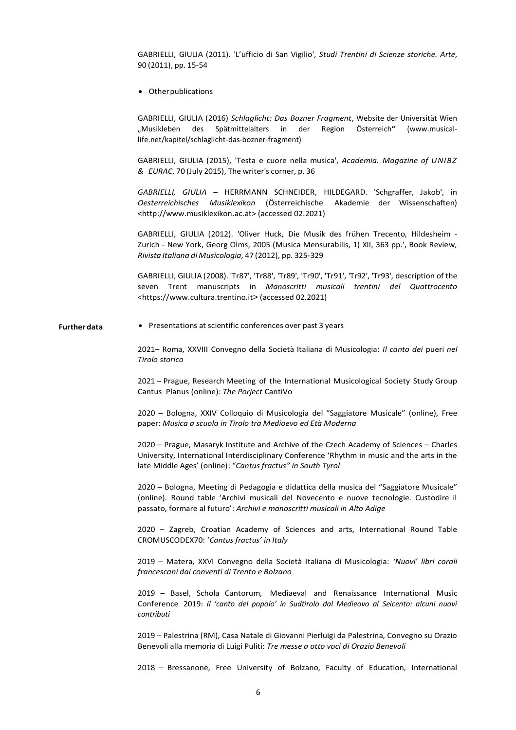GABRIELLI, GIULIA (2011). 'L'ufficio di San Vigilio', *Studi Trentini di Scienze storiche. Arte*, 90 (2011), pp. 15-54

- Other publications

GABRIELLI, GIULIA (2016) *Schlaglicht: Das Bozner Fragment*, Website der Universität Wien „Musikleben des Spätmittelalters in der Region Österreich**"** (www.musical-life.net/kapitel/schlaglicht-das-bozner-fragment)

GABRIELLI, GIULIA (2015), 'Testa e cuore nella musica', *Academia. Magazine of UNIBZ & EURAC*, 70 (July 2015), The writer's corner, p. 36

*GABRIELLI, GIULIA* – HERRMANN SCHNEIDER, HILDEGARD. 'Schgraffer, Jakob', in *Oesterreichisches Musiklexikon* (Österreichische Akademie der Wissenschaften) <http://www.musiklexikon.ac.at> (accessed 02.2021)

GABRIELLI, GIULIA (2012). 'Oliver Huck, Die Musik des frühen Trecento, Hildesheim - Zurich - New York, Georg Olms, 2005 (Musica Mensurabilis, 1) XII, 363 pp.', Book Review, *Rivista Italiana di Musicologia*, 47 (2012), pp. 325-329

GABRIELLI, GIULIA (2008). 'Tr87', 'Tr88', 'Tr89', 'Tr90', 'Tr91', 'Tr92', 'Tr93', description of the seven Trent manuscripts in *Manoscritti musicali trentini del Quattrocento* <https://www.cultura.trentino.it> (accessed 02.2021)

**Further data**

- Presentations at scientific conferences over past 3 years

2021– Roma, XXVIII Convegno della Società Italiana di Musicologia: *Il canto dei* pueri *nel Tirolo storico*

2021 – Prague, Research Meeting of the International Musicological Society Study Group Cantus Planus (online): *The Porject* CantiVo

2020 – Bologna, XXIV Colloquio di Musicologia del "Saggiatore Musicale" (online), Free paper: *Musica a scuola in Tirolo tra Medioevo ed Età Moderna*

2020 – Prague, Masaryk Institute and Archive of the Czech Academy of Sciences – Charles University, International Interdisciplinary Conference 'Rhythm in music and the arts in the late Middle Ages' (online): "*Cantus fractus" in South Tyrol*

2020 – Bologna, Meeting di Pedagogia e didattica della musica del "Saggiatore Musicale" (online). Round table 'Archivi musicali del Novecento e nuove tecnologie. Custodire il passato, formare al futuro': *Archivi e manoscritti musicali in Alto Adige*

2020 – Zagreb, Croatian Academy of Sciences and arts, International Round Table CROMUSCODEX70: '*Cantus fractus' in Italy*

2019 – Matera, XXVI Convegno della Società Italiana di Musicologia: *'Nuovi' libri corali francescani dai conventi di Trento e Bolzano*

2019 – Basel, Schola Cantorum, Mediaeval and Renaissance International Music Conference 2019: *Il 'canto del popolo' in Sudtirolo dal Medieovo al Seicento: alcuni nuovi contributi*

2019 – Palestrina (RM), Casa Natale di Giovanni Pierluigi da Palestrina, Convegno su Orazio Benevoli alla memoria di Luigi Puliti: *Tre messe a otto voci di Orazio Benevoli*

2018 – Bressanone, Free University of Bolzano, Faculty of Education, International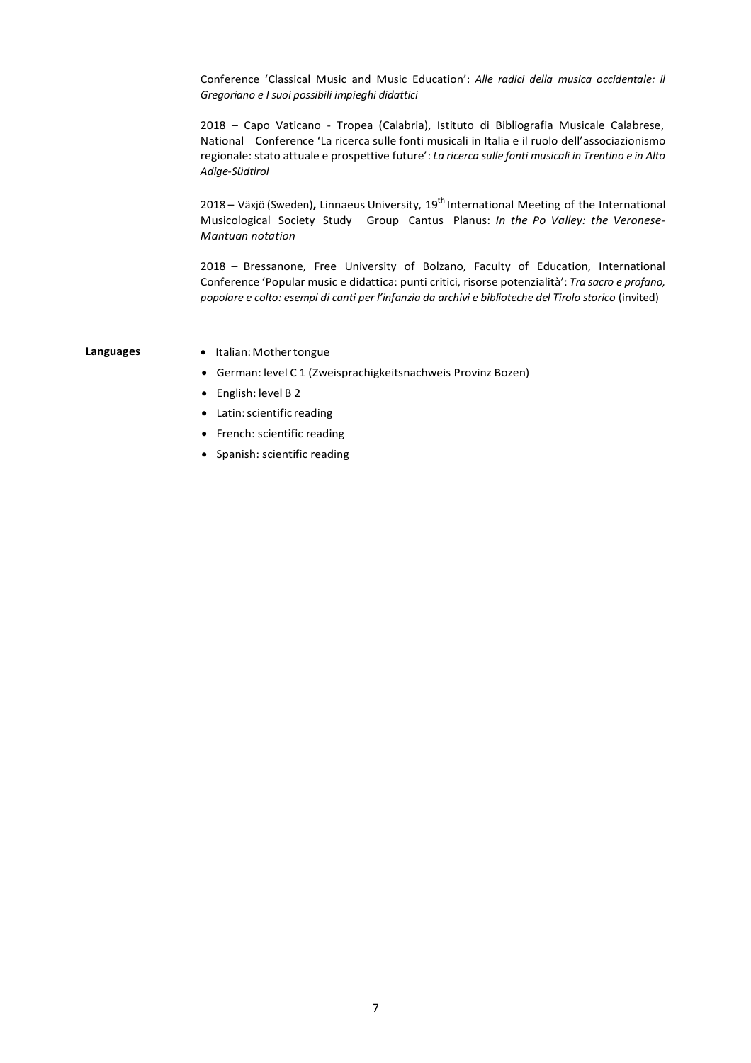Conference 'Classical Music and Music Education': *Alle radici della musica occidentale: il Gregoriano e I suoi possibili impieghi didattici*

2018 – Capo Vaticano - Tropea (Calabria), Istituto di Bibliografia Musicale Calabrese, National Conference 'La ricerca sulle fonti musicali in Italia e il ruolo dell'associazionismo regionale: stato attuale e prospettive future': *La ricerca sulle fonti musicali in Trentino e in Alto Adige-Südtirol*

2018 – Växjö (Sweden)**,** Linnaeus University, 19th International Meeting of the International Musicological Society Study Group Cantus Planus: *In the Po Valley: the Veronese-Mantuan notation*

2018 – Bressanone, Free University of Bolzano, Faculty of Education, International Conference 'Popular music e didattica: punti critici, risorse potenzialità': *Tra sacro e profano, popolare e colto: esempi di canti per l'infanzia da archivi e biblioteche del Tirolo storico* (invited)

**Languages**

- Italian: Mother tongue
- German: level C 1 (Zweisprachigkeitsnachweis Provinz Bozen)
- English: level B 2
- Latin: scientific reading
- French: scientific reading
- Spanish: scientific reading